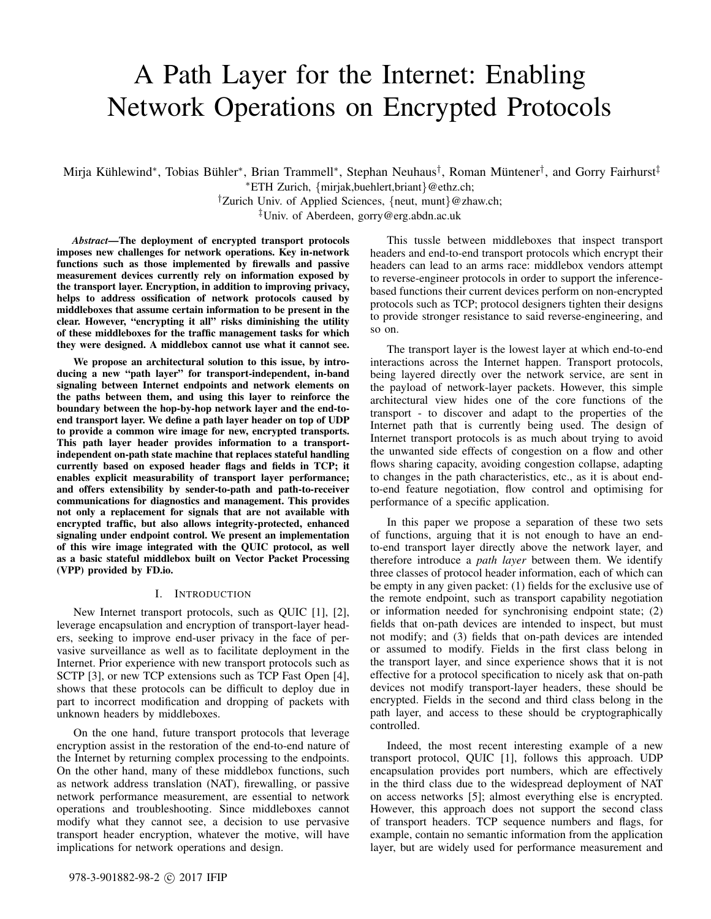# A Path Layer for the Internet: Enabling Network Operations on Encrypted Protocols

Mirja Kühlewind*, Tobias Bühler*, Brian Trammell*, Stephan Neuhaus†, Roman Müntener†, and Gorry Fairhurst‡

*ETH Zurich, {mirjak,buehlert,briant}@ethz.ch;
†Zurich Univ. of Applied Sciences, {neut, munt}@zhaw.ch;
‡Univ. of Aberdeen, gorry@erg.abdn.ac.uk

***Abstract*—The deployment of encrypted transport protocols imposes new challenges for network operations. Key in-network functions such as those implemented by firewalls and passive measurement devices currently rely on information exposed by the transport layer. Encryption, in addition to improving privacy, helps to address ossification of network protocols caused by middleboxes that assume certain information to be present in the clear. However, "encrypting it all" risks diminishing the utility of these middleboxes for the traffic management tasks for which they were designed. A middlebox cannot use what it cannot see.**

**We propose an architectural solution to this issue, by introducing a new "path layer" for transport-independent, in-band signaling between Internet endpoints and network elements on the paths between them, and using this layer to reinforce the boundary between the hop-by-hop network layer and the end-to-end transport layer. We define a path layer header on top of UDP to provide a common wire image for new, encrypted transports. This path layer header provides information to a transport-independent on-path state machine that replaces stateful handling currently based on exposed header flags and fields in TCP; it enables explicit measurability of transport layer performance; and offers extensibility by sender-to-path and path-to-receiver communications for diagnostics and management. This provides not only a replacement for signals that are not available with encrypted traffic, but also allows integrity-protected, enhanced signaling under endpoint control. We present an implementation of this wire image integrated with the QUIC protocol, as well as a basic stateful middlebox built on Vector Packet Processing (VPP) provided by FD.io.**

## I. Introduction

New Internet transport protocols, such as QUIC [1], [2], leverage encapsulation and encryption of transport-layer headers, seeking to improve end-user privacy in the face of pervasive surveillance as well as to facilitate deployment in the Internet. Prior experience with new transport protocols such as SCTP [3], or new TCP extensions such as TCP Fast Open [4], shows that these protocols can be difficult to deploy due in part to incorrect modification and dropping of packets with unknown headers by middleboxes.

On the one hand, future transport protocols that leverage encryption assist in the restoration of the end-to-end nature of the Internet by returning complex processing to the endpoints. On the other hand, many of these middlebox functions, such as network address translation (NAT), firewalling, or passive network performance measurement, are essential to network operations and troubleshooting. Since middleboxes cannot modify what they cannot see, a decision to use pervasive transport header encryption, whatever the motive, will have implications for network operations and design.

This tussle between middleboxes that inspect transport headers and end-to-end transport protocols which encrypt their headers can lead to an arms race: middlebox vendors attempt to reverse-engineer protocols in order to support the inference-based functions their current devices perform on non-encrypted protocols such as TCP; protocol designers tighten their designs to provide stronger resistance to said reverse-engineering, and so on.

The transport layer is the lowest layer at which end-to-end interactions across the Internet happen. Transport protocols, being layered directly over the network service, are sent in the payload of network-layer packets. However, this simple architectural view hides one of the core functions of the transport - to discover and adapt to the properties of the Internet path that is currently being used. The design of Internet transport protocols is as much about trying to avoid the unwanted side effects of congestion on a flow and other flows sharing capacity, avoiding congestion collapse, adapting to changes in the path characteristics, etc., as it is about end-to-end feature negotiation, flow control and optimising for performance of a specific application.

In this paper we propose a separation of these two sets of functions, arguing that it is not enough to have an end-to-end transport layer directly above the network layer, and therefore introduce a *path layer* between them. We identify three classes of protocol header information, each of which can be empty in any given packet: (1) fields for the exclusive use of the remote endpoint, such as transport capability negotiation or information needed for synchronising endpoint state; (2) fields that on-path devices are intended to inspect, but must not modify; and (3) fields that on-path devices are intended or assumed to modify. Fields in the first class belong in the transport layer, and since experience shows that it is not effective for a protocol specification to nicely ask that on-path devices not modify transport-layer headers, these should be encrypted. Fields in the second and third class belong in the path layer, and access to these should be cryptographically controlled.

Indeed, the most recent interesting example of a new transport protocol, QUIC [1], follows this approach. UDP encapsulation provides port numbers, which are effectively in the third class due to the widespread deployment of NAT on access networks [5]; almost everything else is encrypted. However, this approach does not support the second class of transport headers. TCP sequence numbers and flags, for example, contain no semantic information from the application layer, but are widely used for performance measurement and

978-3-901882-98-2 © 2017 IFIP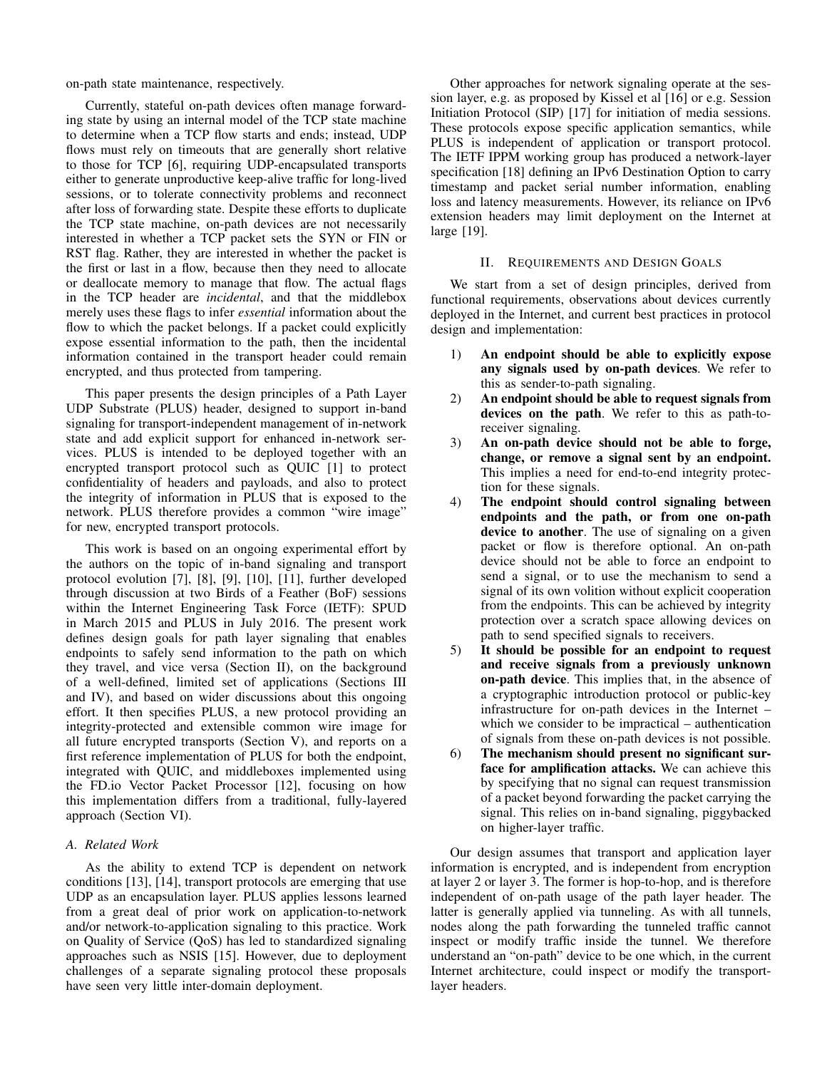on-path state maintenance, respectively.

Currently, stateful on-path devices often manage forwarding state by using an internal model of the TCP state machine to determine when a TCP flow starts and ends; instead, UDP flows must rely on timeouts that are generally short relative to those for TCP [6], requiring UDP-encapsulated transports either to generate unproductive keep-alive traffic for long-lived sessions, or to tolerate connectivity problems and reconnect after loss of forwarding state. Despite these efforts to duplicate the TCP state machine, on-path devices are not necessarily interested in whether a TCP packet sets the SYN or FIN or RST flag. Rather, they are interested in whether the packet is the first or last in a flow, because then they need to allocate or deallocate memory to manage that flow. The actual flags in the TCP header are *incidental*, and that the middlebox merely uses these flags to infer *essential* information about the flow to which the packet belongs. If a packet could explicitly expose essential information to the path, then the incidental information contained in the transport header could remain encrypted, and thus protected from tampering.

This paper presents the design principles of a Path Layer UDP Substrate (PLUS) header, designed to support in-band signaling for transport-independent management of in-network state and add explicit support for enhanced in-network services. PLUS is intended to be deployed together with an encrypted transport protocol such as QUIC [1] to protect confidentiality of headers and payloads, and also to protect the integrity of information in PLUS that is exposed to the network. PLUS therefore provides a common "wire image" for new, encrypted transport protocols.

This work is based on an ongoing experimental effort by the authors on the topic of in-band signaling and transport protocol evolution [7], [8], [9], [10], [11], further developed through discussion at two Birds of a Feather (BoF) sessions within the Internet Engineering Task Force (IETF): SPUD in March 2015 and PLUS in July 2016. The present work defines design goals for path layer signaling that enables endpoints to safely send information to the path on which they travel, and vice versa (Section II), on the background of a well-defined, limited set of applications (Sections III and IV), and based on wider discussions about this ongoing effort. It then specifies PLUS, a new protocol providing an integrity-protected and extensible common wire image for all future encrypted transports (Section V), and reports on a first reference implementation of PLUS for both the endpoint, integrated with QUIC, and middleboxes implemented using the FD.io Vector Packet Processor [12], focusing on how this implementation differs from a traditional, fully-layered approach (Section VI).

### A. Related Work

As the ability to extend TCP is dependent on network conditions [13], [14], transport protocols are emerging that use UDP as an encapsulation layer. PLUS applies lessons learned from a great deal of prior work on application-to-network and/or network-to-application signaling to this practice. Work on Quality of Service (QoS) has led to standardized signaling approaches such as NSIS [15]. However, due to deployment challenges of a separate signaling protocol these proposals have seen very little inter-domain deployment.

Other approaches for network signaling operate at the session layer, e.g. as proposed by Kissel et al [16] or e.g. Session Initiation Protocol (SIP) [17] for initiation of media sessions. These protocols expose specific application semantics, while PLUS is independent of application or transport protocol. The IETF IPPM working group has produced a network-layer specification [18] defining an IPv6 Destination Option to carry timestamp and packet serial number information, enabling loss and latency measurements. However, its reliance on IPv6 extension headers may limit deployment on the Internet at large [19].

## II. Requirements and Design Goals

We start from a set of design principles, derived from functional requirements, observations about devices currently deployed in the Internet, and current best practices in protocol design and implementation:

1) **An endpoint should be able to explicitly expose any signals used by on-path devices**. We refer to this as sender-to-path signaling.
2) **An endpoint should be able to request signals from devices on the path**. We refer to this as path-to-receiver signaling.
3) **An on-path device should not be able to forge, change, or remove a signal sent by an endpoint.** This implies a need for end-to-end integrity protection for these signals.
4) **The endpoint should control signaling between endpoints and the path, or from one on-path device to another**. The use of signaling on a given packet or flow is therefore optional. An on-path device should not be able to force an endpoint to send a signal, or to use the mechanism to send a signal of its own volition without explicit cooperation from the endpoints. This can be achieved by integrity protection over a scratch space allowing devices on path to send specified signals to receivers.
5) **It should be possible for an endpoint to request and receive signals from a previously unknown on-path device**. This implies that, in the absence of a cryptographic introduction protocol or public-key infrastructure for on-path devices in the Internet – which we consider to be impractical – authentication of signals from these on-path devices is not possible.
6) **The mechanism should present no significant surface for amplification attacks.** We can achieve this by specifying that no signal can request transmission of a packet beyond forwarding the packet carrying the signal. This relies on in-band signaling, piggybacked on higher-layer traffic.

Our design assumes that transport and application layer information is encrypted, and is independent from encryption at layer 2 or layer 3. The former is hop-to-hop, and is therefore independent of on-path usage of the path layer header. The latter is generally applied via tunneling. As with all tunnels, nodes along the path forwarding the tunneled traffic cannot inspect or modify traffic inside the tunnel. We therefore understand an "on-path" device to be one which, in the current Internet architecture, could inspect or modify the transport-layer headers.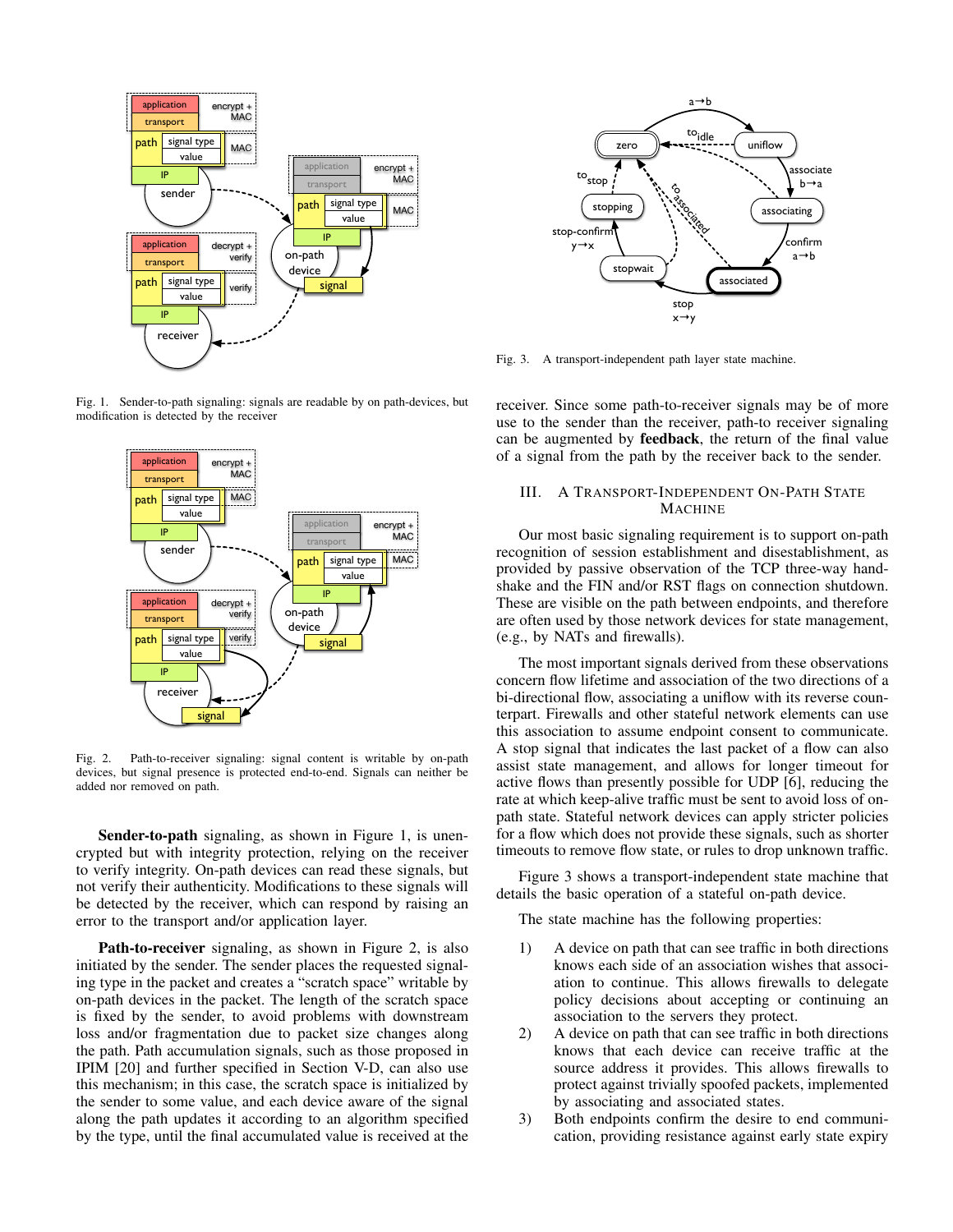Fig. 1. Sender-to-path signaling: signals are readable by on path-devices, but modification is detected by the receiver

Fig. 2. Path-to-receiver signaling: signal content is writable by on-path devices, but signal presence is protected end-to-end. Signals can neither be added nor removed on path.

**Sender-to-path** signaling, as shown in Figure 1, is unencrypted but with integrity protection, relying on the receiver to verify integrity. On-path devices can read these signals, but not verify their authenticity. Modifications to these signals will be detected by the receiver, which can respond by raising an error to the transport and/or application layer.

**Path-to-receiver** signaling, as shown in Figure 2, is also initiated by the sender. The sender places the requested signaling type in the packet and creates a "scratch space" writable by on-path devices in the packet. The length of the scratch space is fixed by the sender, to avoid problems with downstream loss and/or fragmentation due to packet size changes along the path. Path accumulation signals, such as those proposed in IPIM [20] and further specified in Section V-D, can also use this mechanism; in this case, the scratch space is initialized by the sender to some value, and each device aware of the signal along the path updates it according to an algorithm specified by the type, until the final accumulated value is received at the receiver. Since some path-to-receiver signals may be of more use to the sender than the receiver, path-to receiver signaling can be augmented by **feedback**, the return of the final value of a signal from the path by the receiver back to the sender.

Fig. 3. A transport-independent path layer state machine.

## III. A Transport-Independent On-Path State Machine

Our most basic signaling requirement is to support on-path recognition of session establishment and disestablishment, as provided by passive observation of the TCP three-way handshake and the FIN and/or RST flags on connection shutdown. These are visible on the path between endpoints, and therefore are often used by those network devices for state management, (e.g., by NATs and firewalls).

The most important signals derived from these observations concern flow lifetime and association of the two directions of a bi-directional flow, associating a uniflow with its reverse counterpart. Firewalls and other stateful network elements can use this association to assume endpoint consent to communicate. A stop signal that indicates the last packet of a flow can also assist state management, and allows for longer timeout for active flows than presently possible for UDP [6], reducing the rate at which keep-alive traffic must be sent to avoid loss of on-path state. Stateful network devices can apply stricter policies for a flow which does not provide these signals, such as shorter timeouts to remove flow state, or rules to drop unknown traffic.

Figure 3 shows a transport-independent state machine that details the basic operation of a stateful on-path device.

The state machine has the following properties:

1) A device on path that can see traffic in both directions knows each side of an association wishes that association to continue. This allows firewalls to delegate policy decisions about accepting or continuing an association to the servers they protect.
2) A device on path that can see traffic in both directions knows that each device can receive traffic at the source address it provides. This allows firewalls to protect against trivially spoofed packets, implemented by associating and associated states.
3) Both endpoints confirm the desire to end communication, providing resistance against early state expiry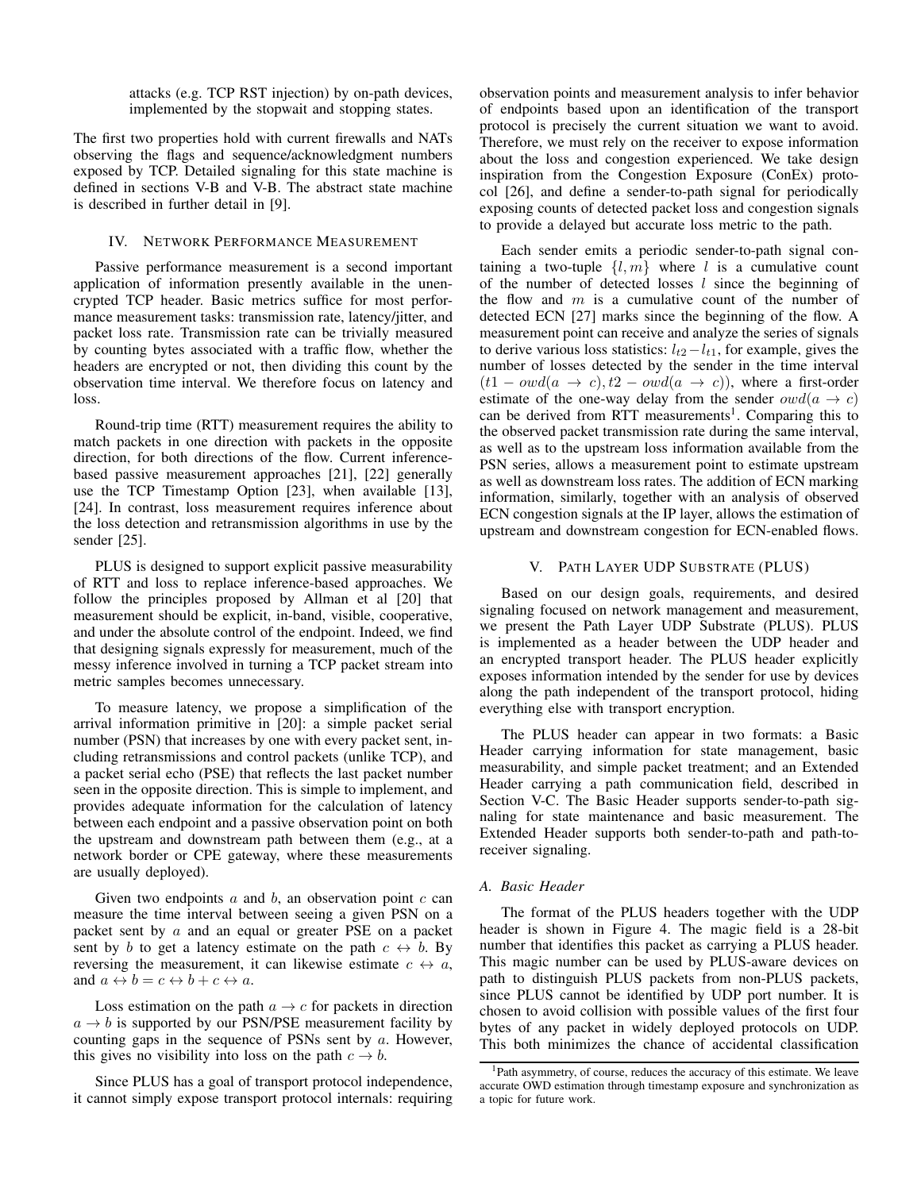attacks (e.g. TCP RST injection) by on-path devices, implemented by the stopwait and stopping states.

The first two properties hold with current firewalls and NATs observing the flags and sequence/acknowledgment numbers exposed by TCP. Detailed signaling for this state machine is defined in sections V-B and V-B. The abstract state machine is described in further detail in [9].

## IV. Network Performance Measurement

Passive performance measurement is a second important application of information presently available in the unencrypted TCP header. Basic metrics suffice for most performance measurement tasks: transmission rate, latency/jitter, and packet loss rate. Transmission rate can be trivially measured by counting bytes associated with a traffic flow, whether the headers are encrypted or not, then dividing this count by the observation time interval. We therefore focus on latency and loss.

Round-trip time (RTT) measurement requires the ability to match packets in one direction with packets in the opposite direction, for both directions of the flow. Current inference-based passive measurement approaches [21], [22] generally use the TCP Timestamp Option [23], when available [13], [24]. In contrast, loss measurement requires inference about the loss detection and retransmission algorithms in use by the sender [25].

PLUS is designed to support explicit passive measurability of RTT and loss to replace inference-based approaches. We follow the principles proposed by Allman et al [20] that measurement should be explicit, in-band, visible, cooperative, and under the absolute control of the endpoint. Indeed, we find that designing signals expressly for measurement, much of the messy inference involved in turning a TCP packet stream into metric samples becomes unnecessary.

To measure latency, we propose a simplification of the arrival information primitive in [20]: a simple packet serial number (PSN) that increases by one with every packet sent, including retransmissions and control packets (unlike TCP), and a packet serial echo (PSE) that reflects the last packet number seen in the opposite direction. This is simple to implement, and provides adequate information for the calculation of latency between each endpoint and a passive observation point on both the upstream and downstream path between them (e.g., at a network border or CPE gateway, where these measurements are usually deployed).

Given two endpoints $a$ and $b$, an observation point $c$ can measure the time interval between seeing a given PSN on a packet sent by $a$ and an equal or greater PSE on a packet sent by $b$ to get a latency estimate on the path $c \leftrightarrow b$. By reversing the measurement, it can likewise estimate $c \leftrightarrow a$, and $a \leftrightarrow b = c \leftrightarrow b + c \leftrightarrow a$.

Loss estimation on the path $a \rightarrow c$ for packets in direction $a \rightarrow b$ is supported by our PSN/PSE measurement facility by counting gaps in the sequence of PSNs sent by $a$. However, this gives no visibility into loss on the path $c \rightarrow b$.

Since PLUS has a goal of transport protocol independence, it cannot simply expose transport protocol internals: requiring observation points and measurement analysis to infer behavior of endpoints based upon an identification of the transport protocol is precisely the current situation we want to avoid. Therefore, we must rely on the receiver to expose information about the loss and congestion experienced. We take design inspiration from the Congestion Exposure (ConEx) protocol [26], and define a sender-to-path signal for periodically exposing counts of detected packet loss and congestion signals to provide a delayed but accurate loss metric to the path.

Each sender emits a periodic sender-to-path signal containing a two-tuple $\{l, m\}$ where $l$ is a cumulative count of the number of detected losses $l$ since the beginning of the flow and $m$ is a cumulative count of the number of detected ECN [27] marks since the beginning of the flow. A measurement point can receive and analyze the series of signals to derive various loss statistics: $l_{t2} - l_{t1}$, for example, gives the number of losses detected by the sender in the time interval $(t1 - owd(a \rightarrow c), t2 - owd(a \rightarrow c))$, where a first-order estimate of the one-way delay from the sender $owd(a \rightarrow c)$ can be derived from RTT measurements[1]. Comparing this to the observed packet transmission rate during the same interval, as well as to the upstream loss information available from the PSN series, allows a measurement point to estimate upstream as well as downstream loss rates. The addition of ECN marking information, similarly, together with an analysis of observed ECN congestion signals at the IP layer, allows the estimation of upstream and downstream congestion for ECN-enabled flows.

## V. Path Layer UDP Substrate (PLUS)

Based on our design goals, requirements, and desired signaling focused on network management and measurement, we present the Path Layer UDP Substrate (PLUS). PLUS is implemented as a header between the UDP header and an encrypted transport header. The PLUS header explicitly exposes information intended by the sender for use by devices along the path independent of the transport protocol, hiding everything else with transport encryption.

The PLUS header can appear in two formats: a Basic Header carrying information for state management, basic measurability, and simple packet treatment; and an Extended Header carrying a path communication field, described in Section V-C. The Basic Header supports sender-to-path signaling for state maintenance and basic measurement. The Extended Header supports both sender-to-path and path-to-receiver signaling.

### A. Basic Header

The format of the PLUS headers together with the UDP header is shown in Figure 4. The magic field is a 28-bit number that identifies this packet as carrying a PLUS header. This magic number can be used by PLUS-aware devices on path to distinguish PLUS packets from non-PLUS packets, since PLUS cannot be identified by UDP port number. It is chosen to avoid collision with possible values of the first four bytes of any packet in widely deployed protocols on UDP. This both minimizes the chance of accidental classification

[1] Path asymmetry, of course, reduces the accuracy of this estimate. We leave accurate OWD estimation through timestamp exposure and synchronization as a topic for future work.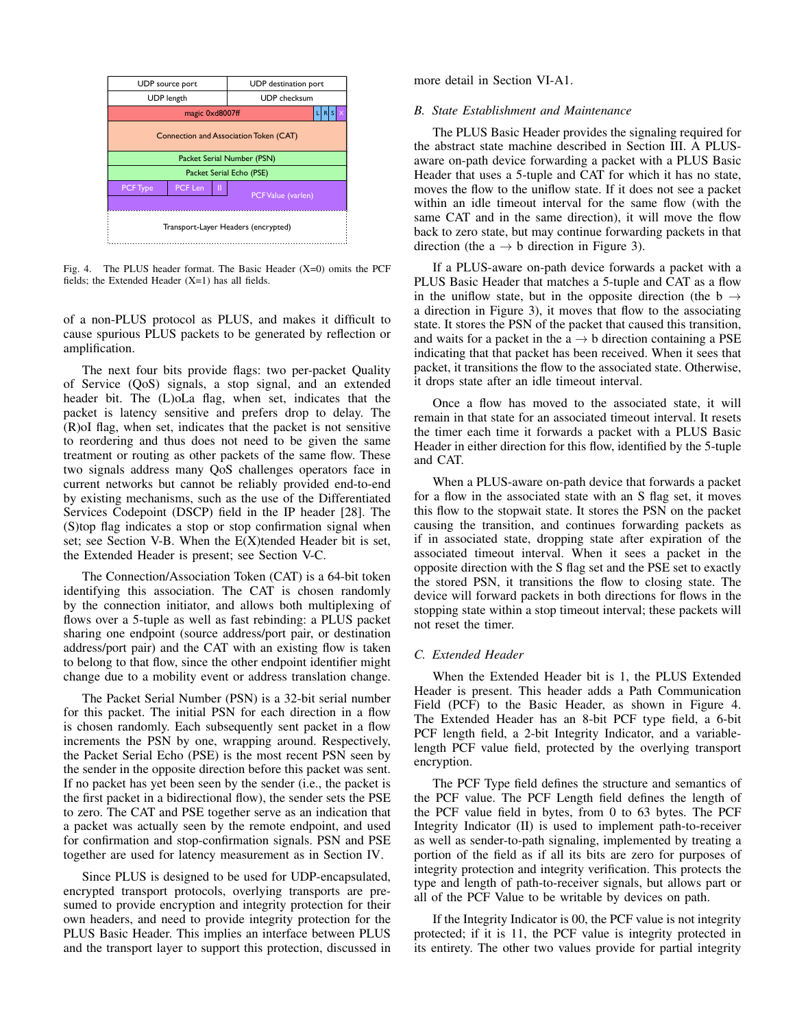UDP source port | UDP destination port
UDP length | UDP checksum
magic 0xd8007ff | L | R | S | X
Connection and Association Token (CAT)
Packet Serial Number (PSN)
Packet Serial Echo (PSE)
PCF Type | PCF Len | II | PCF Value (varlen)
Transport-Layer Headers (encrypted)

Fig. 4. The PLUS header format. The Basic Header (X=0) omits the PCF fields; the Extended Header (X=1) has all fields.

of a non-PLUS protocol as PLUS, and makes it difficult to cause spurious PLUS packets to be generated by reflection or amplification.

The next four bits provide flags: two per-packet Quality of Service (QoS) signals, a stop signal, and an extended header bit. The (L)oLa flag, when set, indicates that the packet is latency sensitive and prefers drop to delay. The (R)oI flag, when set, indicates that the packet is not sensitive to reordering and thus does not need to be given the same treatment or routing as other packets of the same flow. These two signals address many QoS challenges operators face in current networks but cannot be reliably provided end-to-end by existing mechanisms, such as the use of the Differentiated Services Codepoint (DSCP) field in the IP header [28]. The (S)top flag indicates a stop or stop confirmation signal when set; see Section V-B. When the E(X)tended Header bit is set, the Extended Header is present; see Section V-C.

The Connection/Association Token (CAT) is a 64-bit token identifying this association. The CAT is chosen randomly by the connection initiator, and allows both multiplexing of flows over a 5-tuple as well as fast rebinding: a PLUS packet sharing one endpoint (source address/port pair, or destination address/port pair) and the CAT with an existing flow is taken to belong to that flow, since the other endpoint identifier might change due to a mobility event or address translation change.

The Packet Serial Number (PSN) is a 32-bit serial number for this packet. The initial PSN for each direction in a flow is chosen randomly. Each subsequently sent packet in a flow increments the PSN by one, wrapping around. Respectively, the Packet Serial Echo (PSE) is the most recent PSN seen by the sender in the opposite direction before this packet was sent. If no packet has yet been seen by the sender (i.e., the packet is the first packet in a bidirectional flow), the sender sets the PSE to zero. The CAT and PSE together serve as an indication that a packet was actually seen by the remote endpoint, and used for confirmation and stop-confirmation signals. PSN and PSE together are used for latency measurement as in Section IV.

Since PLUS is designed to be used for UDP-encapsulated, encrypted transport protocols, overlying transports are presumed to provide encryption and integrity protection for their own headers, and need to provide integrity protection for the PLUS Basic Header. This implies an interface between PLUS and the transport layer to support this protection, discussed in more detail in Section VI-A1.

### *B. State Establishment and Maintenance*

The PLUS Basic Header provides the signaling required for the abstract state machine described in Section III. A PLUS-aware on-path device forwarding a packet with a PLUS Basic Header that uses a 5-tuple and CAT for which it has no state, moves the flow to the uniflow state. If it does not see a packet within an idle timeout interval for the same flow (with the same CAT and in the same direction), it will move the flow back to zero state, but may continue forwarding packets in that direction (the a $\rightarrow$ b direction in Figure 3).

If a PLUS-aware on-path device forwards a packet with a PLUS Basic Header that matches a 5-tuple and CAT as a flow in the uniflow state, but in the opposite direction (the b $\rightarrow$ a direction in Figure 3), it moves that flow to the associating state. It stores the PSN of the packet that caused this transition, and waits for a packet in the a $\rightarrow$ b direction containing a PSE indicating that that packet has been received. When it sees that packet, it transitions the flow to the associated state. Otherwise, it drops state after an idle timeout interval.

Once a flow has moved to the associated state, it will remain in that state for an associated timeout interval. It resets the timer each time it forwards a packet with a PLUS Basic Header in either direction for this flow, identified by the 5-tuple and CAT.

When a PLUS-aware on-path device that forwards a packet for a flow in the associated state with an S flag set, it moves this flow to the stopwait state. It stores the PSN on the packet causing the transition, and continues forwarding packets as if in associated state, dropping state after expiration of the associated timeout interval. When it sees a packet in the opposite direction with the S flag set and the PSE set to exactly the stored PSN, it transitions the flow to closing state. The device will forward packets in both directions for flows in the stopping state within a stop timeout interval; these packets will not reset the timer.

### *C. Extended Header*

When the Extended Header bit is 1, the PLUS Extended Header is present. This header adds a Path Communication Field (PCF) to the Basic Header, as shown in Figure 4. The Extended Header has an 8-bit PCF type field, a 6-bit PCF length field, a 2-bit Integrity Indicator, and a variable-length PCF value field, protected by the overlying transport encryption.

The PCF Type field defines the structure and semantics of the PCF value. The PCF Length field defines the length of the PCF value field in bytes, from 0 to 63 bytes. The PCF Integrity Indicator (II) is used to implement path-to-receiver as well as sender-to-path signaling, implemented by treating a portion of the field as if all its bits are zero for purposes of integrity protection and integrity verification. This protects the type and length of path-to-receiver signals, but allows part or all of the PCF Value to be writable by devices on path.

If the Integrity Indicator is 00, the PCF value is not integrity protected; if it is 11, the PCF value is integrity protected in its entirety. The other two values provide for partial integrity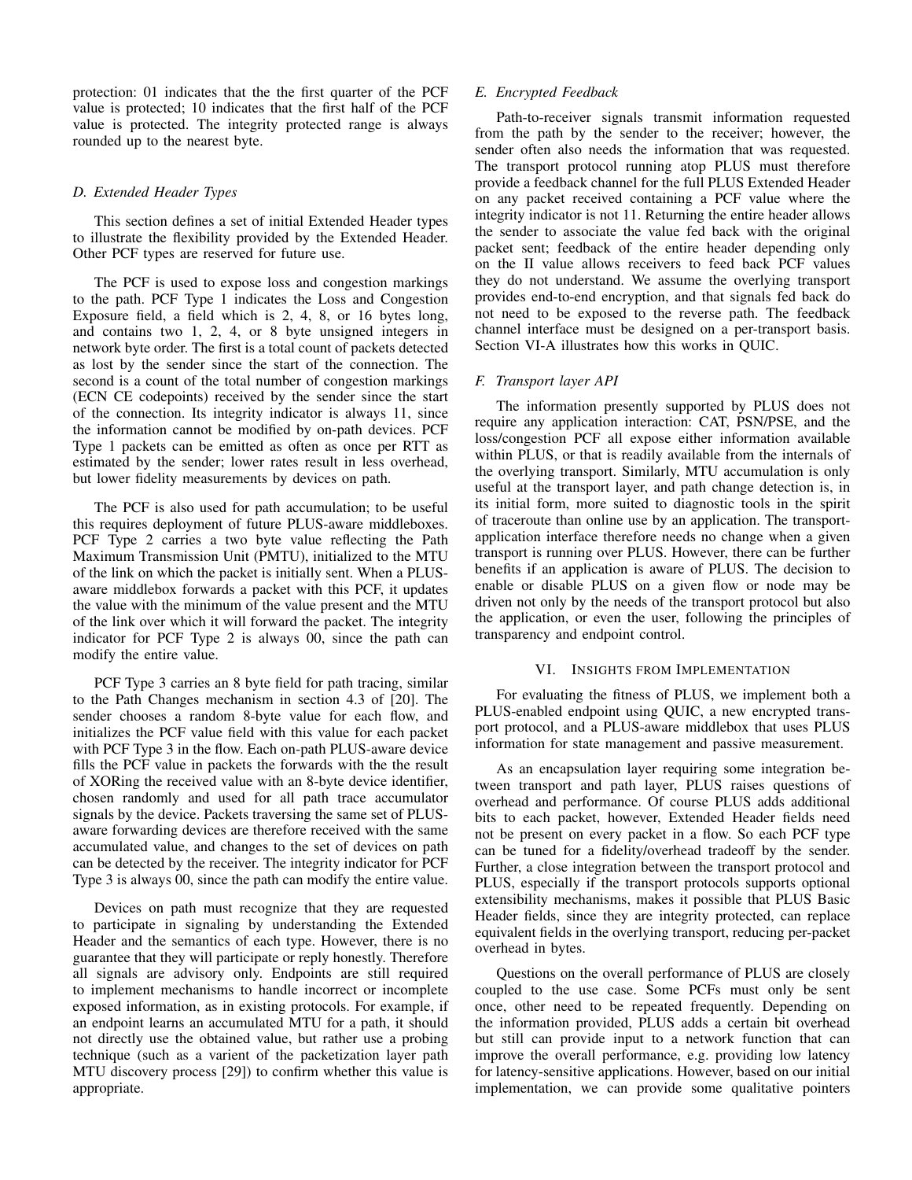protection: 01 indicates that the the first quarter of the PCF value is protected; 10 indicates that the first half of the PCF value is protected. The integrity protected range is always rounded up to the nearest byte.

### D. Extended Header Types

This section defines a set of initial Extended Header types to illustrate the flexibility provided by the Extended Header. Other PCF types are reserved for future use.

The PCF is used to expose loss and congestion markings to the path. PCF Type 1 indicates the Loss and Congestion Exposure field, a field which is 2, 4, 8, or 16 bytes long, and contains two 1, 2, 4, or 8 byte unsigned integers in network byte order. The first is a total count of packets detected as lost by the sender since the start of the connection. The second is a count of the total number of congestion markings (ECN CE codepoints) received by the sender since the start of the connection. Its integrity indicator is always 11, since the information cannot be modified by on-path devices. PCF Type 1 packets can be emitted as often as once per RTT as estimated by the sender; lower rates result in less overhead, but lower fidelity measurements by devices on path.

The PCF is also used for path accumulation; to be useful this requires deployment of future PLUS-aware middleboxes. PCF Type 2 carries a two byte value reflecting the Path Maximum Transmission Unit (PMTU), initialized to the MTU of the link on which the packet is initially sent. When a PLUS-aware middlebox forwards a packet with this PCF, it updates the value with the minimum of the value present and the MTU of the link over which it will forward the packet. The integrity indicator for PCF Type 2 is always 00, since the path can modify the entire value.

PCF Type 3 carries an 8 byte field for path tracing, similar to the Path Changes mechanism in section 4.3 of [20]. The sender chooses a random 8-byte value for each flow, and initializes the PCF value field with this value for each packet with PCF Type 3 in the flow. Each on-path PLUS-aware device fills the PCF value in packets the forwards with the the result of XORing the received value with an 8-byte device identifier, chosen randomly and used for all path trace accumulator signals by the device. Packets traversing the same set of PLUS-aware forwarding devices are therefore received with the same accumulated value, and changes to the set of devices on path can be detected by the receiver. The integrity indicator for PCF Type 3 is always 00, since the path can modify the entire value.

Devices on path must recognize that they are requested to participate in signaling by understanding the Extended Header and the semantics of each type. However, there is no guarantee that they will participate or reply honestly. Therefore all signals are advisory only. Endpoints are still required to implement mechanisms to handle incorrect or incomplete exposed information, as in existing protocols. For example, if an endpoint learns an accumulated MTU for a path, it should not directly use the obtained value, but rather use a probing technique (such as a varient of the packetization layer path MTU discovery process [29]) to confirm whether this value is appropriate.

### E. Encrypted Feedback

Path-to-receiver signals transmit information requested from the path by the sender to the receiver; however, the sender often also needs the information that was requested. The transport protocol running atop PLUS must therefore provide a feedback channel for the full PLUS Extended Header on any packet received containing a PCF value where the integrity indicator is not 11. Returning the entire header allows the sender to associate the value fed back with the original packet sent; feedback of the entire header depending only on the II value allows receivers to feed back PCF values they do not understand. We assume the overlying transport provides end-to-end encryption, and that signals fed back do not need to be exposed to the reverse path. The feedback channel interface must be designed on a per-transport basis. Section VI-A illustrates how this works in QUIC.

### F. Transport layer API

The information presently supported by PLUS does not require any application interaction: CAT, PSN/PSE, and the loss/congestion PCF all expose either information available within PLUS, or that is readily available from the internals of the overlying transport. Similarly, MTU accumulation is only useful at the transport layer, and path change detection is, in its initial form, more suited to diagnostic tools in the spirit of traceroute than online use by an application. The transport-application interface therefore needs no change when a given transport is running over PLUS. However, there can be further benefits if an application is aware of PLUS. The decision to enable or disable PLUS on a given flow or node may be driven not only by the needs of the transport protocol but also the application, or even the user, following the principles of transparency and endpoint control.

## VI. Insights from Implementation

For evaluating the fitness of PLUS, we implement both a PLUS-enabled endpoint using QUIC, a new encrypted transport protocol, and a PLUS-aware middlebox that uses PLUS information for state management and passive measurement.

As an encapsulation layer requiring some integration between transport and path layer, PLUS raises questions of overhead and performance. Of course PLUS adds additional bits to each packet, however, Extended Header fields need not be present on every packet in a flow. So each PCF type can be tuned for a fidelity/overhead tradeoff by the sender. Further, a close integration between the transport protocol and PLUS, especially if the transport protocols supports optional extensibility mechanisms, makes it possible that PLUS Basic Header fields, since they are integrity protected, can replace equivalent fields in the overlying transport, reducing per-packet overhead in bytes.

Questions on the overall performance of PLUS are closely coupled to the use case. Some PCFs must only be sent once, other need to be repeated frequently. Depending on the information provided, PLUS adds a certain bit overhead but still can provide input to a network function that can improve the overall performance, e.g. providing low latency for latency-sensitive applications. However, based on our initial implementation, we can provide some qualitative pointers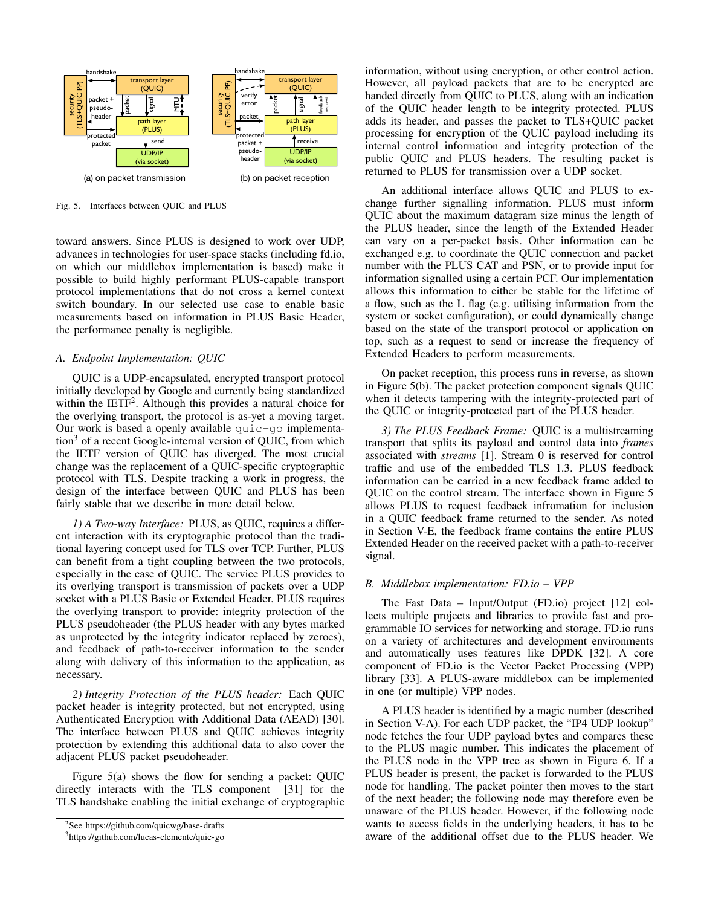handshake

security (TLS+QUIC PP)

transport layer (QUIC)

packet + pseudo-header

packet

signal

MTU

path layer (PLUS)

protected packet

send

UDP/IP (via socket)

(a) on packet transmission

handshake

security (TLS+QUIC PP)

transport layer (QUIC)

verify error

packet

packet

signal

feedback request

path layer (PLUS)

protected packet + pseudo-header

receive

UDP/IP (via socket)

(b) on packet reception

Fig. 5. Interfaces between QUIC and PLUS

toward answers. Since PLUS is designed to work over UDP, advances in technologies for user-space stacks (including fd.io, on which our middlebox implementation is based) make it possible to build highly performant PLUS-capable transport protocol implementations that do not cross a kernel context switch boundary. In our selected use case to enable basic measurements based on information in PLUS Basic Header, the performance penalty is negligible.

### A. Endpoint Implementation: QUIC

QUIC is a UDP-encapsulated, encrypted transport protocol initially developed by Google and currently being standardized within the IETF[2]. Although this provides a natural choice for the overlying transport, the protocol is as-yet a moving target. Our work is based a openly available `quic-go` implementation[3] of a recent Google-internal version of QUIC, from which the IETF version of QUIC has diverged. The most crucial change was the replacement of a QUIC-specific cryptographic protocol with TLS. Despite tracking a work in progress, the design of the interface between QUIC and PLUS has been fairly stable that we describe in more detail below.

*1) A Two-way Interface:* PLUS, as QUIC, requires a different interaction with its cryptographic protocol than the traditional layering concept used for TLS over TCP. Further, PLUS can benefit from a tight coupling between the two protocols, especially in the case of QUIC. The service PLUS provides to its overlying transport is transmission of packets over a UDP socket with a PLUS Basic or Extended Header. PLUS requires the overlying transport to provide: integrity protection of the PLUS pseudoheader (the PLUS header with any bytes marked as unprotected by the integrity indicator replaced by zeroes), and feedback of path-to-receiver information to the sender along with delivery of this information to the application, as necessary.

*2) Integrity Protection of the PLUS header:* Each QUIC packet header is integrity protected, but not encrypted, using Authenticated Encryption with Additional Data (AEAD) [30]. The interface between PLUS and QUIC achieves integrity protection by extending this additional data to also cover the adjacent PLUS packet pseudoheader.

Figure 5(a) shows the flow for sending a packet: QUIC directly interacts with the TLS component [31] for the TLS handshake enabling the initial exchange of cryptographic information, without using encryption, or other control action. However, all payload packets that are to be encrypted are handed directly from QUIC to PLUS, along with an indication of the QUIC header length to be integrity protected. PLUS adds its header, and passes the packet to TLS+QUIC packet processing for encryption of the QUIC payload including its internal control information and integrity protection of the public QUIC and PLUS headers. The resulting packet is returned to PLUS for transmission over a UDP socket.

An additional interface allows QUIC and PLUS to exchange further signalling information. PLUS must inform QUIC about the maximum datagram size minus the length of the PLUS header, since the length of the Extended Header can vary on a per-packet basis. Other information can be exchanged e.g. to coordinate the QUIC connection and packet number with the PLUS CAT and PSN, or to provide input for information signalled using a certain PCF. Our implementation allows this information to either be stable for the lifetime of a flow, such as the L flag (e.g. utilising information from the system or socket configuration), or could dynamically change based on the state of the transport protocol or application on top, such as a request to send or increase the frequency of Extended Headers to perform measurements.

On packet reception, this process runs in reverse, as shown in Figure 5(b). The packet protection component signals QUIC when it detects tampering with the integrity-protected part of the QUIC or integrity-protected part of the PLUS header.

*3) The PLUS Feedback Frame:* QUIC is a multistreaming transport that splits its payload and control data into *frames* associated with *streams* [1]. Stream 0 is reserved for control traffic and use of the embedded TLS 1.3. PLUS feedback information can be carried in a new feedback frame added to QUIC on the control stream. The interface shown in Figure 5 allows PLUS to request feedback infromation for inclusion in a QUIC feedback frame returned to the sender. As noted in Section V-E, the feedback frame contains the entire PLUS Extended Header on the received packet with a path-to-receiver signal.

### B. Middlebox implementation: FD.io – VPP

The Fast Data – Input/Output (FD.io) project [12] collects multiple projects and libraries to provide fast and programmable IO services for networking and storage. FD.io runs on a variety of architectures and development environments and automatically uses features like DPDK [32]. A core component of FD.io is the Vector Packet Processing (VPP) library [33]. A PLUS-aware middlebox can be implemented in one (or multiple) VPP nodes.

A PLUS header is identified by a magic number (described in Section V-A). For each UDP packet, the "IP4 UDP lookup" node fetches the four UDP payload bytes and compares these to the PLUS magic number. This indicates the placement of the PLUS node in the VPP tree as shown in Figure 6. If a PLUS header is present, the packet is forwarded to the PLUS node for handling. The packet pointer then moves to the start of the next header; the following node may therefore even be unaware of the PLUS header. However, if the following node wants to access fields in the underlying headers, it has to be aware of the additional offset due to the PLUS header. We

[2]See https://github.com/quicwg/base-drafts

[3]https://github.com/lucas-clemente/quic-go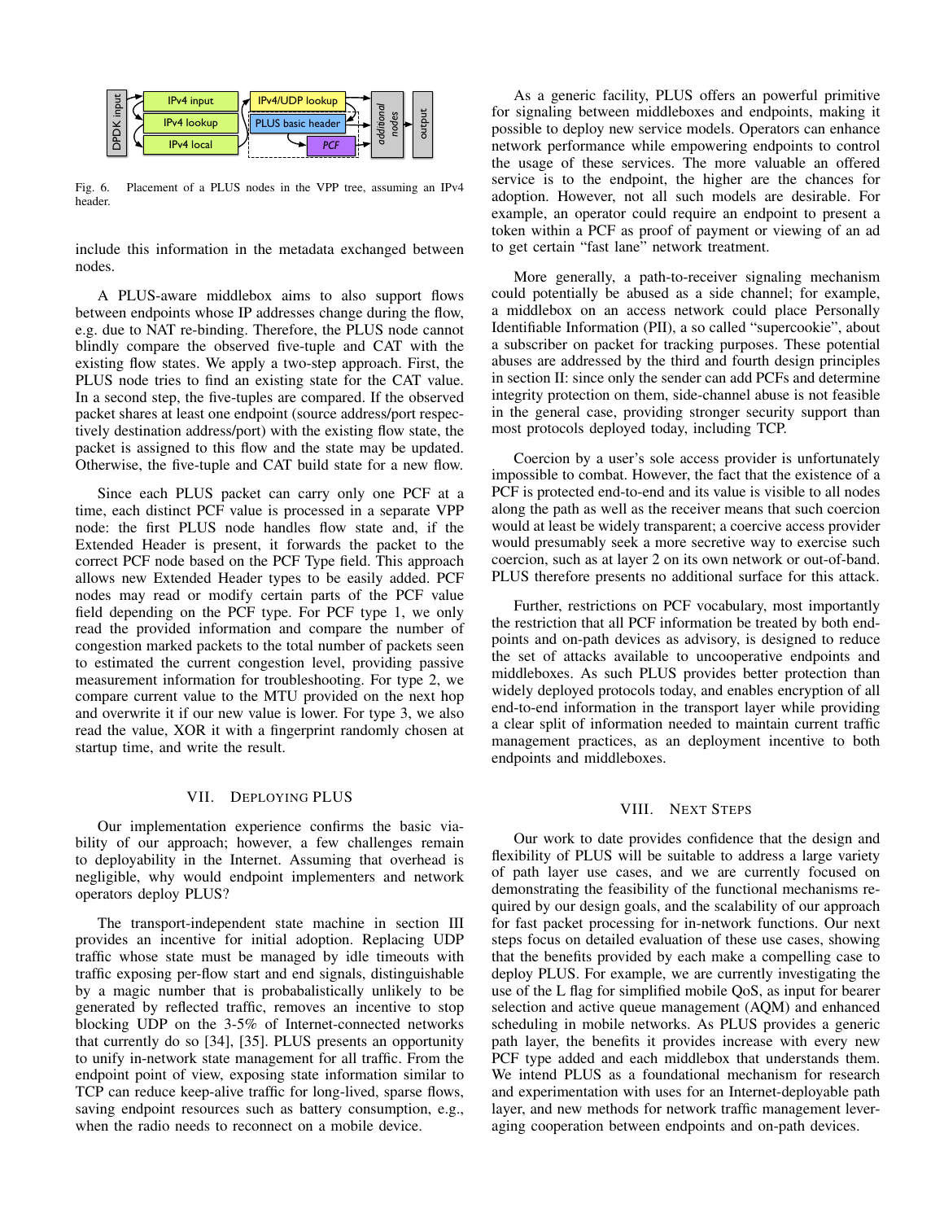DPDK input
IPv4 input
IPv4 lookup
IPv4 local
IPv4/UDP lookup
PLUS basic header
PCF
additional nodes
output

Fig. 6. Placement of a PLUS nodes in the VPP tree, assuming an IPv4 header.

include this information in the metadata exchanged between nodes.

A PLUS-aware middlebox aims to also support flows between endpoints whose IP addresses change during the flow, e.g. due to NAT re-binding. Therefore, the PLUS node cannot blindly compare the observed five-tuple and CAT with the existing flow states. We apply a two-step approach. First, the PLUS node tries to find an existing state for the CAT value. In a second step, the five-tuples are compared. If the observed packet shares at least one endpoint (source address/port respectively destination address/port) with the existing flow state, the packet is assigned to this flow and the state may be updated. Otherwise, the five-tuple and CAT build state for a new flow.

Since each PLUS packet can carry only one PCF at a time, each distinct PCF value is processed in a separate VPP node: the first PLUS node handles flow state and, if the Extended Header is present, it forwards the packet to the correct PCF node based on the PCF Type field. This approach allows new Extended Header types to be easily added. PCF nodes may read or modify certain parts of the PCF value field depending on the PCF type. For PCF type 1, we only read the provided information and compare the number of congestion marked packets to the total number of packets seen to estimated the current congestion level, providing passive measurement information for troubleshooting. For type 2, we compare current value to the MTU provided on the next hop and overwrite it if our new value is lower. For type 3, we also read the value, XOR it with a fingerprint randomly chosen at startup time, and write the result.

## VII. Deploying PLUS

Our implementation experience confirms the basic viability of our approach; however, a few challenges remain to deployability in the Internet. Assuming that overhead is negligible, why would endpoint implementers and network operators deploy PLUS?

The transport-independent state machine in section III provides an incentive for initial adoption. Replacing UDP traffic whose state must be managed by idle timeouts with traffic exposing per-flow start and end signals, distinguishable by a magic number that is probabalistically unlikely to be generated by reflected traffic, removes an incentive to stop blocking UDP on the 3-5% of Internet-connected networks that currently do so [34], [35]. PLUS presents an opportunity to unify in-network state management for all traffic. From the endpoint point of view, exposing state information similar to TCP can reduce keep-alive traffic for long-lived, sparse flows, saving endpoint resources such as battery consumption, e.g., when the radio needs to reconnect on a mobile device.

As a generic facility, PLUS offers an powerful primitive for signaling between middleboxes and endpoints, making it possible to deploy new service models. Operators can enhance network performance while empowering endpoints to control the usage of these services. The more valuable an offered service is to the endpoint, the higher are the chances for adoption. However, not all such models are desirable. For example, an operator could require an endpoint to present a token within a PCF as proof of payment or viewing of an ad to get certain "fast lane" network treatment.

More generally, a path-to-receiver signaling mechanism could potentially be abused as a side channel; for example, a middlebox on an access network could place Personally Identifiable Information (PII), a so called "supercookie", about a subscriber on packet for tracking purposes. These potential abuses are addressed by the third and fourth design principles in section II: since only the sender can add PCFs and determine integrity protection on them, side-channel abuse is not feasible in the general case, providing stronger security support than most protocols deployed today, including TCP.

Coercion by a user's sole access provider is unfortunately impossible to combat. However, the fact that the existence of a PCF is protected end-to-end and its value is visible to all nodes along the path as well as the receiver means that such coercion would at least be widely transparent; a coercive access provider would presumably seek a more secretive way to exercise such coercion, such as at layer 2 on its own network or out-of-band. PLUS therefore presents no additional surface for this attack.

Further, restrictions on PCF vocabulary, most importantly the restriction that all PCF information be treated by both endpoints and on-path devices as advisory, is designed to reduce the set of attacks available to uncooperative endpoints and middleboxes. As such PLUS provides better protection than widely deployed protocols today, and enables encryption of all end-to-end information in the transport layer while providing a clear split of information needed to maintain current traffic management practices, as an deployment incentive to both endpoints and middleboxes.

## VIII. Next Steps

Our work to date provides confidence that the design and flexibility of PLUS will be suitable to address a large variety of path layer use cases, and we are currently focused on demonstrating the feasibility of the functional mechanisms required by our design goals, and the scalability of our approach for fast packet processing for in-network functions. Our next steps focus on detailed evaluation of these use cases, showing that the benefits provided by each make a compelling case to deploy PLUS. For example, we are currently investigating the use of the L flag for simplified mobile QoS, as input for bearer selection and active queue management (AQM) and enhanced scheduling in mobile networks. As PLUS provides a generic path layer, the benefits it provides increase with every new PCF type added and each middlebox that understands them. We intend PLUS as a foundational mechanism for research and experimentation with uses for an Internet-deployable path layer, and new methods for network traffic management leveraging cooperation between endpoints and on-path devices.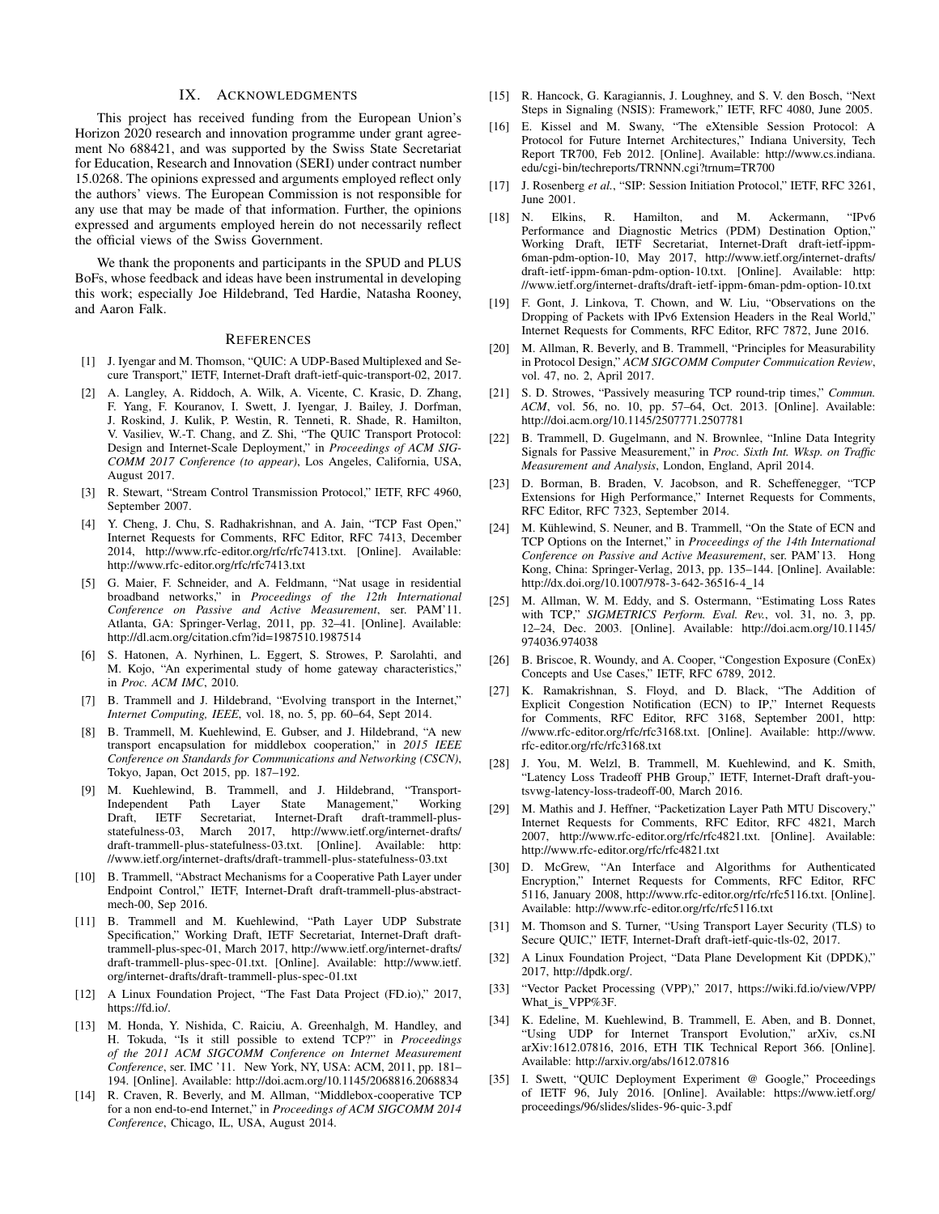## IX. Acknowledgments

This project has received funding from the European Union's Horizon 2020 research and innovation programme under grant agreement No 688421, and was supported by the Swiss State Secretariat for Education, Research and Innovation (SERI) under contract number 15.0268. The opinions expressed and arguments employed reflect only the authors' views. The European Commission is not responsible for any use that may be made of that information. Further, the opinions expressed and arguments employed herein do not necessarily reflect the official views of the Swiss Government.

We thank the proponents and participants in the SPUD and PLUS BoFs, whose feedback and ideas have been instrumental in developing this work; especially Joe Hildebrand, Ted Hardie, Natasha Rooney, and Aaron Falk.

## References

[1] J. Iyengar and M. Thomson, "QUIC: A UDP-Based Multiplexed and Secure Transport," IETF, Internet-Draft draft-ietf-quic-transport-02, 2017.

[2] A. Langley, A. Riddoch, A. Wilk, A. Vicente, C. Krasic, D. Zhang, F. Yang, F. Kouranov, I. Swett, J. Iyengar, J. Bailey, J. Dorfman, J. Roskind, J. Kulik, P. Westin, R. Tenneti, R. Shade, R. Hamilton, V. Vasiliev, W.-T. Chang, and Z. Shi, "The QUIC Transport Protocol: Design and Internet-Scale Deployment," in *Proceedings of ACM SIGCOMM 2017 Conference (to appear)*, Los Angeles, California, USA, August 2017.

[3] R. Stewart, "Stream Control Transmission Protocol," IETF, RFC 4960, September 2007.

[4] Y. Cheng, J. Chu, S. Radhakrishnan, and A. Jain, "TCP Fast Open," Internet Requests for Comments, RFC Editor, RFC 7413, December 2014, http://www.rfc-editor.org/rfc/rfc7413.txt. [Online]. Available: http://www.rfc-editor.org/rfc/rfc7413.txt

[5] G. Maier, F. Schneider, and A. Feldmann, "Nat usage in residential broadband networks," in *Proceedings of the 12th International Conference on Passive and Active Measurement*, ser. PAM'11. Atlanta, GA: Springer-Verlag, 2011, pp. 32–41. [Online]. Available: http://dl.acm.org/citation.cfm?id=1987510.1987514

[6] S. Hatonen, A. Nyrhinen, L. Eggert, S. Strowes, P. Sarolahti, and M. Kojo, "An experimental study of home gateway characteristics," in *Proc. ACM IMC*, 2010.

[7] B. Trammell and J. Hildebrand, "Evolving transport in the Internet," *Internet Computing, IEEE*, vol. 18, no. 5, pp. 60–64, Sept 2014.

[8] B. Trammell, M. Kuehlewind, E. Gubser, and J. Hildebrand, "A new transport encapsulation for middlebox cooperation," in *2015 IEEE Conference on Standards for Communications and Networking (CSCN)*, Tokyo, Japan, Oct 2015, pp. 187–192.

[9] M. Kuehlewind, B. Trammell, and J. Hildebrand, "Transport-Independent Path Layer State Management," Working Draft, IETF Secretariat, Internet-Draft draft-trammell-plus-statefulness-03, March 2017, http://www.ietf.org/internet-drafts/draft-trammell-plus-statefulness-03.txt. [Online]. Available: http://www.ietf.org/internet-drafts/draft-trammell-plus-statefulness-03.txt

[10] B. Trammell, "Abstract Mechanisms for a Cooperative Path Layer under Endpoint Control," IETF, Internet-Draft draft-trammell-plus-abstract-mech-00, Sep 2016.

[11] B. Trammell and M. Kuehlewind, "Path Layer UDP Substrate Specification," Working Draft, IETF Secretariat, Internet-Draft draft-trammell-plus-spec-01, March 2017, http://www.ietf.org/internet-drafts/draft-trammell-plus-spec-01.txt. [Online]. Available: http://www.ietf.org/internet-drafts/draft-trammell-plus-spec-01.txt

[12] A Linux Foundation Project, "The Fast Data Project (FD.io)," 2017, https://fd.io/.

[13] M. Honda, Y. Nishida, C. Raiciu, A. Greenhalgh, M. Handley, and H. Tokuda, "Is it still possible to extend TCP?" in *Proceedings of the 2011 ACM SIGCOMM Conference on Internet Measurement Conference*, ser. IMC '11. New York, NY, USA: ACM, 2011, pp. 181–194. [Online]. Available: http://doi.acm.org/10.1145/2068816.2068834

[14] R. Craven, R. Beverly, and M. Allman, "Middlebox-cooperative TCP for a non end-to-end Internet," in *Proceedings of ACM SIGCOMM 2014 Conference*, Chicago, IL, USA, August 2014.

[15] R. Hancock, G. Karagiannis, J. Loughney, and S. V. den Bosch, "Next Steps in Signaling (NSIS): Framework," IETF, RFC 4080, June 2005.

[16] E. Kissel and M. Swany, "The eXtensible Session Protocol: A Protocol for Future Internet Architectures," Indiana University, Tech Report TR700, Feb 2012. [Online]. Available: http://www.cs.indiana.edu/cgi-bin/techreports/TRNNN.cgi?trnum=TR700

[17] J. Rosenberg *et al.*, "SIP: Session Initiation Protocol," IETF, RFC 3261, June 2001.

[18] N. Elkins, R. Hamilton, and M. Ackermann, "IPv6 Performance and Diagnostic Metrics (PDM) Destination Option," Working Draft, IETF Secretariat, Internet-Draft draft-ietf-ippm-6man-pdm-option-10, May 2017, http://www.ietf.org/internet-drafts/draft-ietf-ippm-6man-pdm-option-10.txt. [Online]. Available: http://www.ietf.org/internet-drafts/draft-ietf-ippm-6man-pdm-option-10.txt

[19] F. Gont, J. Linkova, T. Chown, and W. Liu, "Observations on the Dropping of Packets with IPv6 Extension Headers in the Real World," Internet Requests for Comments, RFC Editor, RFC 7872, June 2016.

[20] M. Allman, R. Beverly, and B. Trammell, "Principles for Measurability in Protocol Design," *ACM SIGCOMM Computer Commuication Review*, vol. 47, no. 2, April 2017.

[21] S. D. Strowes, "Passively measuring TCP round-trip times," *Commun. ACM*, vol. 56, no. 10, pp. 57–64, Oct. 2013. [Online]. Available: http://doi.acm.org/10.1145/2507771.2507781

[22] B. Trammell, D. Gugelmann, and N. Brownlee, "Inline Data Integrity Signals for Passive Measurement," in *Proc. Sixth Int. Wksp. on Traffic Measurement and Analysis*, London, England, April 2014.

[23] D. Borman, B. Braden, V. Jacobson, and R. Scheffenegger, "TCP Extensions for High Performance," Internet Requests for Comments, RFC Editor, RFC 7323, September 2014.

[24] M. Kühlewind, S. Neuner, and B. Trammell, "On the State of ECN and TCP Options on the Internet," in *Proceedings of the 14th International Conference on Passive and Active Measurement*, ser. PAM'13. Hong Kong, China: Springer-Verlag, 2013, pp. 135–144. [Online]. Available: http://dx.doi.org/10.1007/978-3-642-36516-4_14

[25] M. Allman, W. M. Eddy, and S. Ostermann, "Estimating Loss Rates with TCP," *SIGMETRICS Perform. Eval. Rev.*, vol. 31, no. 3, pp. 12–24, Dec. 2003. [Online]. Available: http://doi.acm.org/10.1145/974036.974038

[26] B. Briscoe, R. Woundy, and A. Cooper, "Congestion Exposure (ConEx) Concepts and Use Cases," IETF, RFC 6789, 2012.

[27] K. Ramakrishnan, S. Floyd, and D. Black, "The Addition of Explicit Congestion Notification (ECN) to IP," Internet Requests for Comments, RFC Editor, RFC 3168, September 2001, http://www.rfc-editor.org/rfc/rfc3168.txt. [Online]. Available: http://www.rfc-editor.org/rfc/rfc3168.txt

[28] J. You, M. Welzl, B. Trammell, M. Kuehlewind, and K. Smith, "Latency Loss Tradeoff PHB Group," IETF, Internet-Draft draft-you-tsvwg-latency-loss-tradeoff-00, March 2016.

[29] M. Mathis and J. Heffner, "Packetization Layer Path MTU Discovery," Internet Requests for Comments, RFC Editor, RFC 4821, March 2007, http://www.rfc-editor.org/rfc/rfc4821.txt. [Online]. Available: http://www.rfc-editor.org/rfc/rfc4821.txt

[30] D. McGrew, "An Interface and Algorithms for Authenticated Encryption," Internet Requests for Comments, RFC Editor, RFC 5116, January 2008, http://www.rfc-editor.org/rfc/rfc5116.txt. [Online]. Available: http://www.rfc-editor.org/rfc/rfc5116.txt

[31] M. Thomson and S. Turner, "Using Transport Layer Security (TLS) to Secure QUIC," IETF, Internet-Draft draft-ietf-quic-tls-02, 2017.

[32] A Linux Foundation Project, "Data Plane Development Kit (DPDK)," 2017, http://dpdk.org/.

[33] "Vector Packet Processing (VPP)," 2017, https://wiki.fd.io/view/VPP/What_is_VPP%3F.

[34] K. Edeline, M. Kuehlewind, B. Trammell, E. Aben, and B. Donnet, "Using UDP for Internet Transport Evolution," arXiv, cs.NI arXiv:1612.07816, 2016, ETH TIK Technical Report 366. [Online]. Available: http://arxiv.org/abs/1612.07816

[35] I. Swett, "QUIC Deployment Experiment @ Google," Proceedings of IETF 96, July 2016. [Online]. Available: https://www.ietf.org/proceedings/96/slides/slides-96-quic-3.pdf